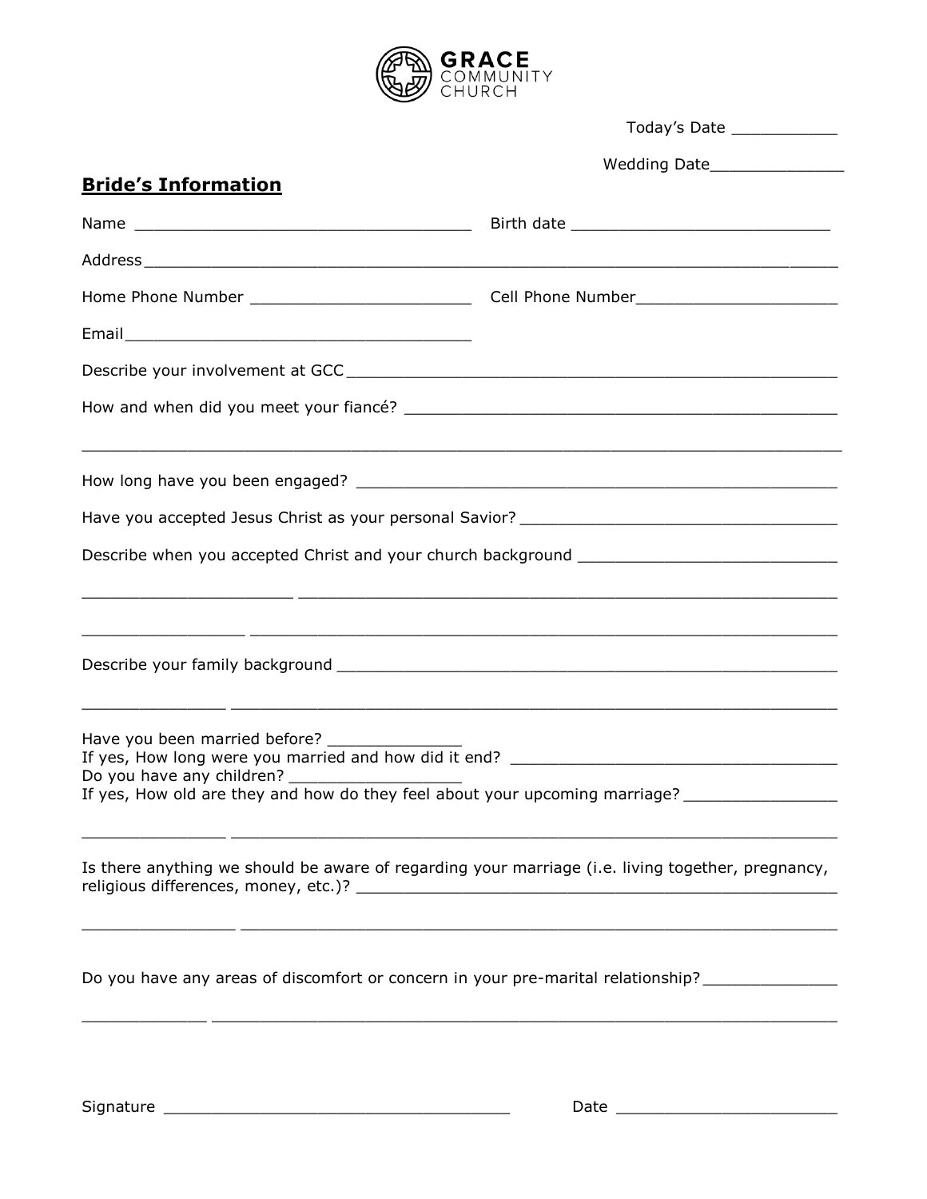GRACE COMMUNITY CHURCH

Today's Date ___________

Wedding Date______________

## **Bride's Information**

Name ___________________________________ Birth date ___________________________

Address_____________________________________________________________________

Home Phone Number _______________________ Cell Phone Number_____________________

Email____________________________________

Describe your involvement at GCC______________________________________________

How and when did you meet your fiancé? _________________________________________

_________________________________________________________________________________

How long have you been engaged? ______________________________________________

Have you accepted Jesus Christ as your personal Savior? ________________________________

Describe when you accepted Christ and your church background ___________________________

_________________________________________________________________________________

_________________________________________________________________________________

Describe your family background __________________________________________________

_________________________________________________________________________________

Have you been married before? ______________

If yes, How long were you married and how did it end? ___________________________________

Do you have any children? __________________

If yes, How old are they and how do they feel about your upcoming marriage? _______________

_________________________________________________________________________________

Is there anything we should be aware of regarding your marriage (i.e. living together, pregnancy, religious differences, money, etc.)? _____________________________________________________

_________________________________________________________________________________

Do you have any areas of discomfort or concern in your pre-marital relationship? ______________

_________________________________________________________________________________

Signature ____________________________________ Date _______________________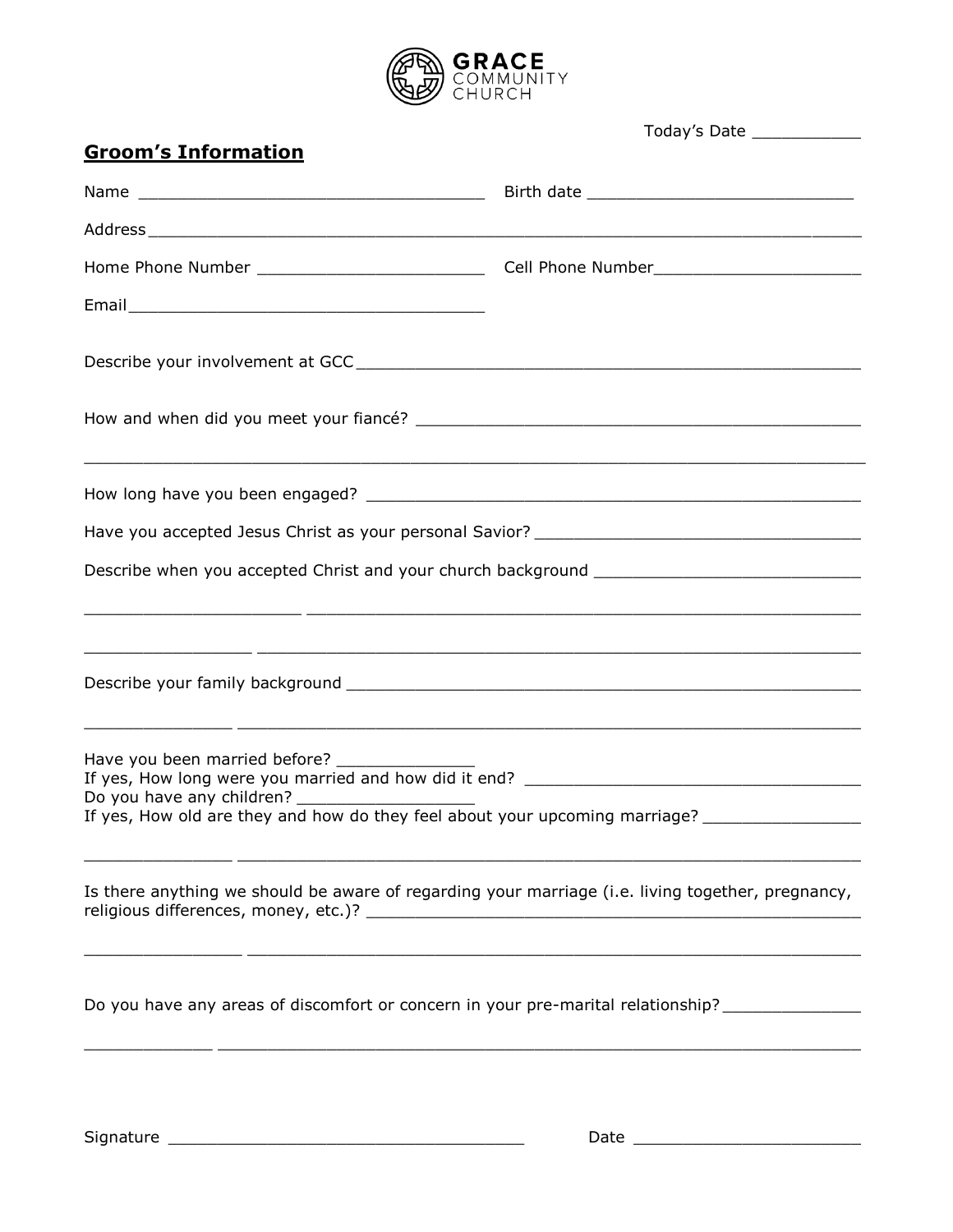GRACE COMMUNITY CHURCH

Today's Date ___________

## **Groom's Information**

Name ___________________________________ Birth date ___________________________

Address ___________________________________________________________________________

Home Phone Number ________________________ Cell Phone Number______________________

Email_____________________________________

Describe your involvement at GCC ___________________________________________________

How and when did you meet your fiancé? _____________________________________________

_________________________________________________________________________________

How long have you been engaged? ___________________________________________________

Have you accepted Jesus Christ as your personal Savior? ___________________________________

Describe when you accepted Christ and your church background ___________________________

_________________________________________________________________________________

_________________________________________________________________________________

Describe your family background ____________________________________________________

_________________________________________________________________________________

Have you been married before? ______________
If yes, How long were you married and how did it end? ___________________________________
Do you have any children? __________________
If yes, How old are they and how do they feel about your upcoming marriage? ________________

_________________________________________________________________________________

Is there anything we should be aware of regarding your marriage (i.e. living together, pregnancy, religious differences, money, etc.)? ____________________________________________________

_________________________________________________________________________________

Do you have any areas of discomfort or concern in your pre-marital relationship? ______________

_________________________________________________________________________________

Signature _____________________________________ Date _______________________